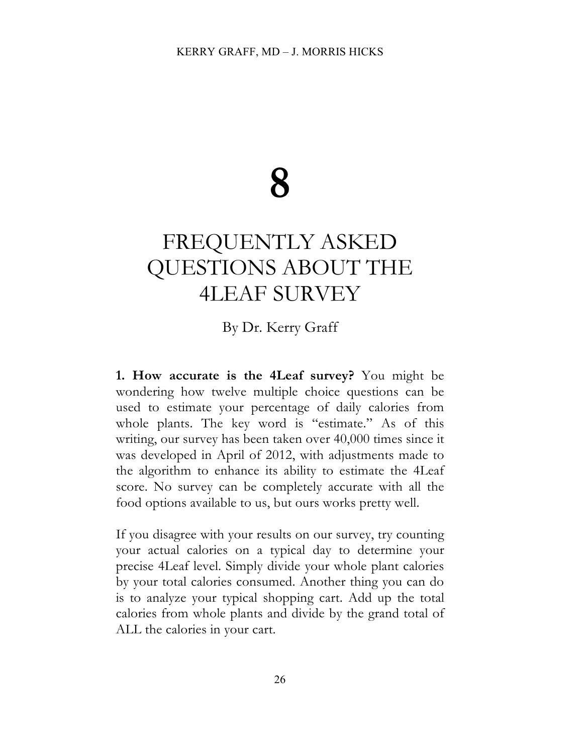# 8

# FREQUENTLY ASKED QUESTIONS ABOUT THE 4LEAF SURVEY

By Dr. Kerry Graff

**1. How accurate is the 4Leaf survey?** You might be wondering how twelve multiple choice questions can be used to estimate your percentage of daily calories from whole plants. The key word is "estimate." As of this writing, our survey has been taken over 40,000 times since it was developed in April of 2012, with adjustments made to the algorithm to enhance its ability to estimate the 4Leaf score. No survey can be completely accurate with all the food options available to us, but ours works pretty well.

If you disagree with your results on our survey, try counting your actual calories on a typical day to determine your precise 4Leaf level. Simply divide your whole plant calories by your total calories consumed. Another thing you can do is to analyze your typical shopping cart. Add up the total calories from whole plants and divide by the grand total of ALL the calories in your cart.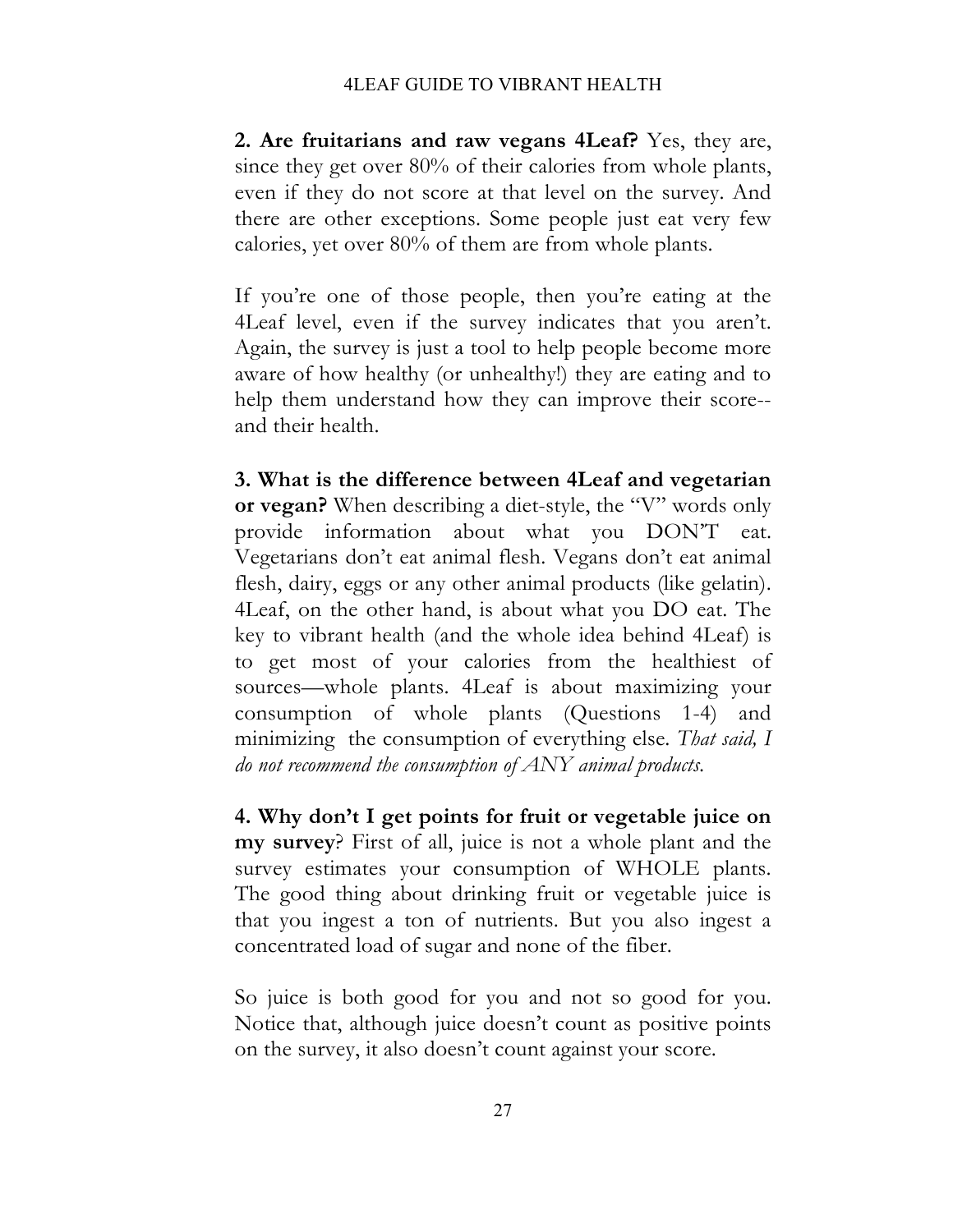**2. Are fruitarians and raw vegans 4Leaf?** Yes, they are, since they get over 80% of their calories from whole plants, even if they do not score at that level on the survey. And there are other exceptions. Some people just eat very few calories, yet over 80% of them are from whole plants.

If you're one of those people, then you're eating at the 4Leaf level, even if the survey indicates that you aren't. Again, the survey is just a tool to help people become more aware of how healthy (or unhealthy!) they are eating and to help them understand how they can improve their score--and their health.

**3. What is the difference between 4Leaf and vegetarian or vegan?** When describing a diet-style, the "V" words only provide information about what you DON'T eat. Vegetarians don't eat animal flesh. Vegans don't eat animal flesh, dairy, eggs or any other animal products (like gelatin). 4Leaf, on the other hand, is about what you DO eat. The key to vibrant health (and the whole idea behind 4Leaf) is to get most of your calories from the healthiest of sources—whole plants. 4Leaf is about maximizing your consumption of whole plants (Questions 1-4) and minimizing the consumption of everything else. *That said, I do not recommend the consumption of ANY animal products.*

**4. Why don't I get points for fruit or vegetable juice on my survey**? First of all, juice is not a whole plant and the survey estimates your consumption of WHOLE plants. The good thing about drinking fruit or vegetable juice is that you ingest a ton of nutrients. But you also ingest a concentrated load of sugar and none of the fiber.

So juice is both good for you and not so good for you. Notice that, although juice doesn't count as positive points on the survey, it also doesn't count against your score.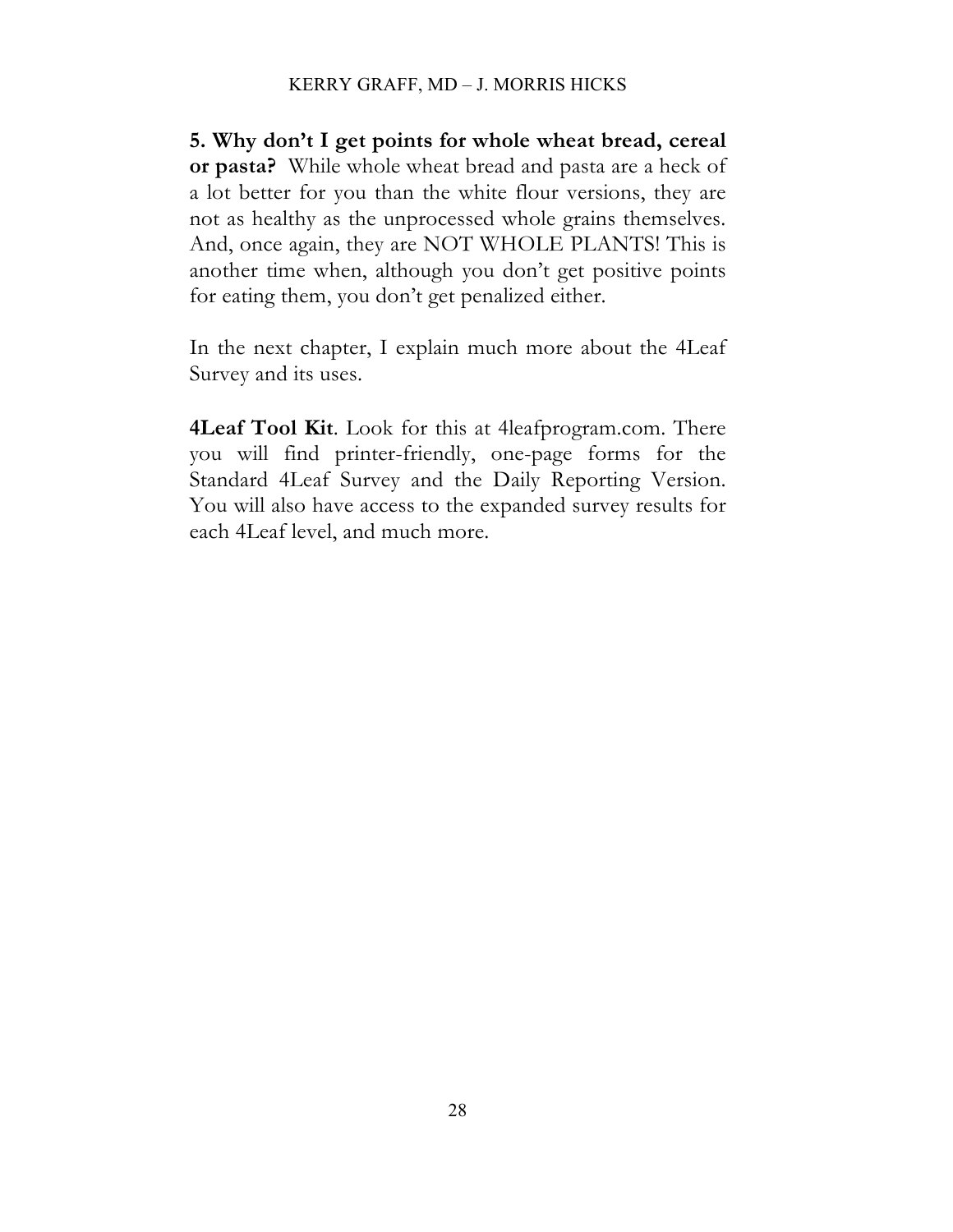**5. Why don't I get points for whole wheat bread, cereal or pasta?** While whole wheat bread and pasta are a heck of a lot better for you than the white flour versions, they are not as healthy as the unprocessed whole grains themselves. And, once again, they are NOT WHOLE PLANTS! This is another time when, although you don't get positive points for eating them, you don't get penalized either.

In the next chapter, I explain much more about the 4Leaf Survey and its uses.

**4Leaf Tool Kit**. Look for this at 4leafprogram.com. There you will find printer-friendly, one-page forms for the Standard 4Leaf Survey and the Daily Reporting Version. You will also have access to the expanded survey results for each 4Leaf level, and much more.